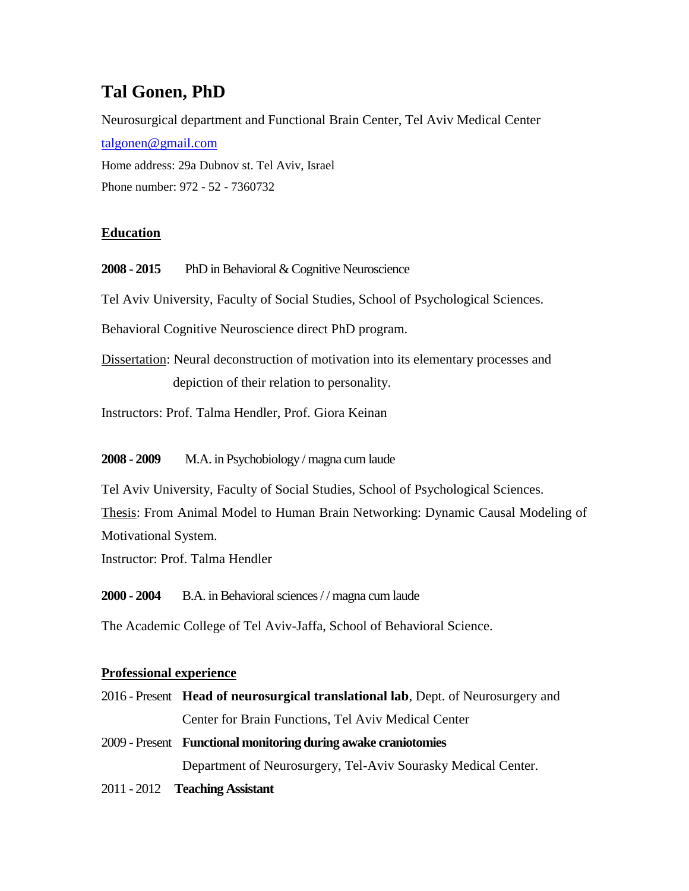# Tal Gonen, PhD

Neurosurgical department and Functional Brain Center, Tel Aviv Medical Center

talgonen@gmail.com

Home address: 29a Dubnov st. Tel Aviv, Israel

Phone number: 972 - 52 - 7360732

## Education

**2008 - 2015** PhD in Behavioral & Cognitive Neuroscience

Tel Aviv University, Faculty of Social Studies, School of Psychological Sciences.

Behavioral Cognitive Neuroscience direct PhD program.

Dissertation: Neural deconstruction of motivation into its elementary processes and depiction of their relation to personality.

Instructors: Prof. Talma Hendler, Prof. Giora Keinan

**2008 - 2009** M.A. in Psychobiology / magna cum laude

Tel Aviv University, Faculty of Social Studies, School of Psychological Sciences.

Thesis: From Animal Model to Human Brain Networking: Dynamic Causal Modeling of Motivational System.

Instructor: Prof. Talma Hendler

**2000 - 2004** B.A. in Behavioral sciences / / magna cum laude

The Academic College of Tel Aviv-Jaffa, School of Behavioral Science.

## Professional experience

2016 - Present **Head of neurosurgical translational lab**, Dept. of Neurosurgery and Center for Brain Functions, Tel Aviv Medical Center

2009 - Present **Functional monitoring during awake craniotomies**
Department of Neurosurgery, Tel-Aviv Sourasky Medical Center.

2011 - 2012 **Teaching Assistant**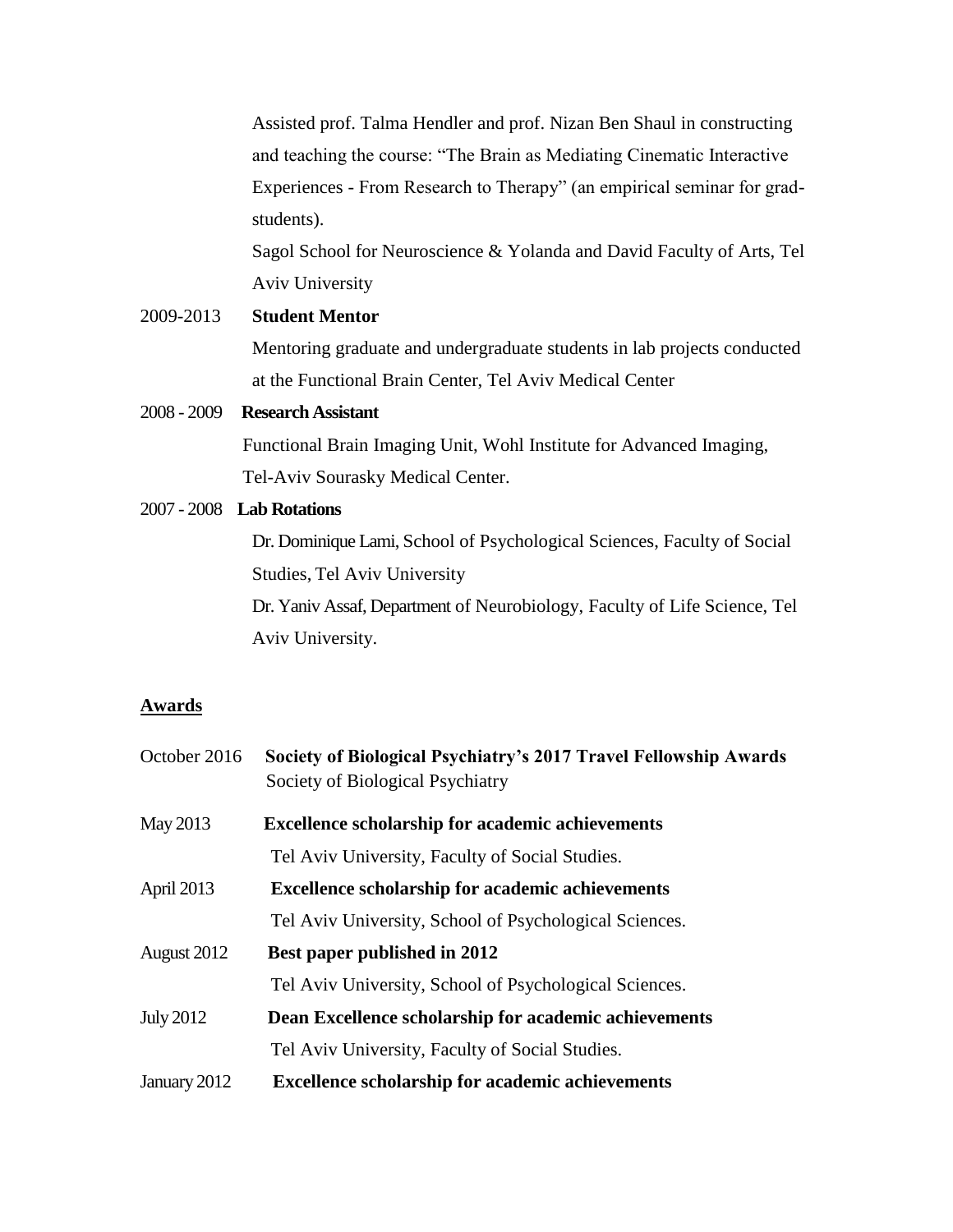Assisted prof. Talma Hendler and prof. Nizan Ben Shaul in constructing and teaching the course: "The Brain as Mediating Cinematic Interactive Experiences - From Research to Therapy" (an empirical seminar for grad-students).
Sagol School for Neuroscience & Yolanda and David Faculty of Arts, Tel Aviv University

2009-2013 **Student Mentor**
Mentoring graduate and undergraduate students in lab projects conducted at the Functional Brain Center, Tel Aviv Medical Center

2008 - 2009 **Research Assistant**
Functional Brain Imaging Unit, Wohl Institute for Advanced Imaging, Tel-Aviv Sourasky Medical Center.

2007 - 2008 **Lab Rotations**
Dr. Dominique Lami, School of Psychological Sciences, Faculty of Social Studies, Tel Aviv University
Dr. Yaniv Assaf, Department of Neurobiology, Faculty of Life Science, Tel Aviv University.

## Awards

October 2016 **Society of Biological Psychiatry's 2017 Travel Fellowship Awards**
Society of Biological Psychiatry

May 2013 **Excellence scholarship for academic achievements**
Tel Aviv University, Faculty of Social Studies.

April 2013 **Excellence scholarship for academic achievements**
Tel Aviv University, School of Psychological Sciences.

August 2012 **Best paper published in 2012**
Tel Aviv University, School of Psychological Sciences.

July 2012 **Dean Excellence scholarship for academic achievements**
Tel Aviv University, Faculty of Social Studies.

January 2012 **Excellence scholarship for academic achievements**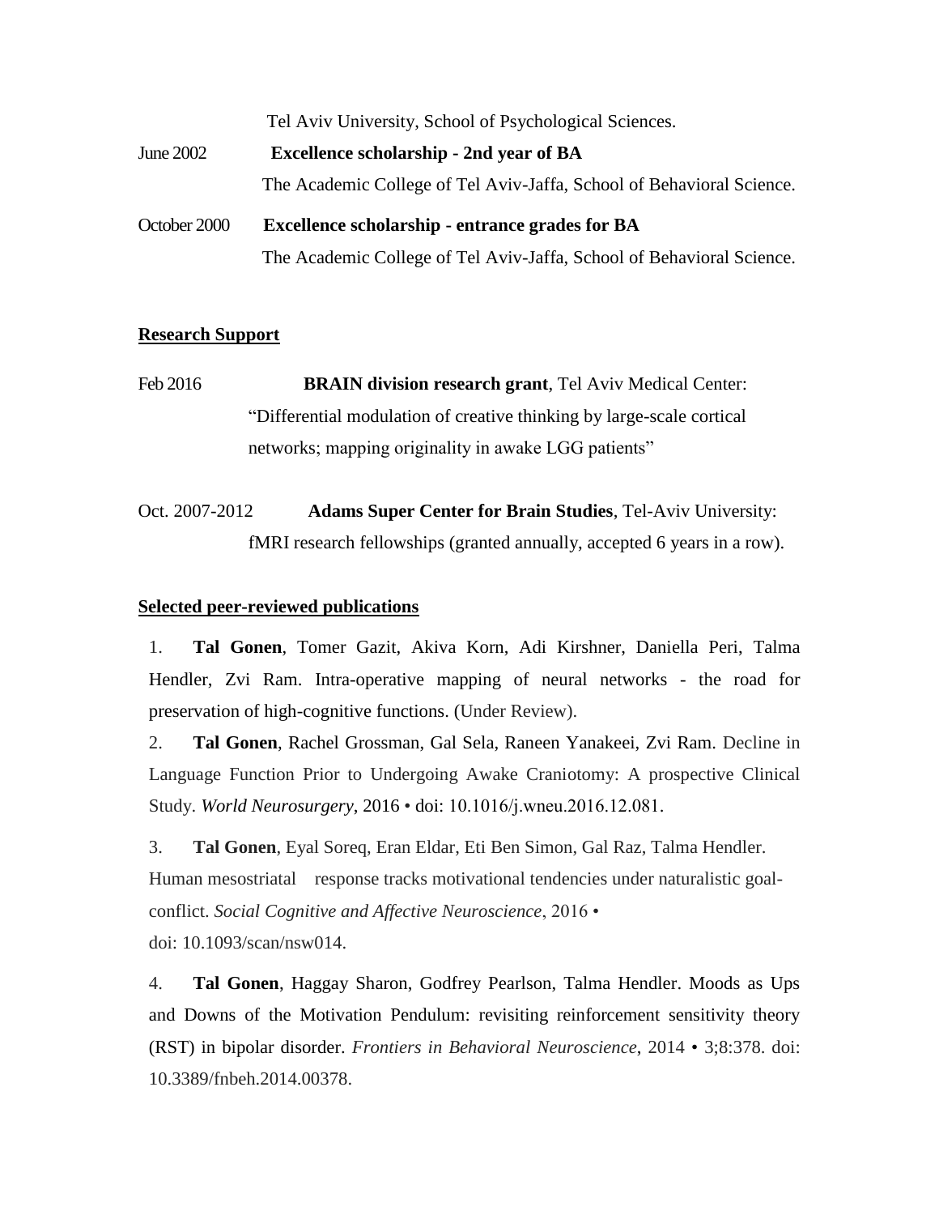Tel Aviv University, School of Psychological Sciences.

June 2002 **Excellence scholarship - 2nd year of BA**
The Academic College of Tel Aviv-Jaffa, School of Behavioral Science.

October 2000 **Excellence scholarship - entrance grades for BA**
The Academic College of Tel Aviv-Jaffa, School of Behavioral Science.

**<u>Research Support</u>**

Feb 2016 **BRAIN division research grant**, Tel Aviv Medical Center:
"Differential modulation of creative thinking by large-scale cortical networks; mapping originality in awake LGG patients"

Oct. 2007-2012 **Adams Super Center for Brain Studies**, Tel-Aviv University:
fMRI research fellowships (granted annually, accepted 6 years in a row).

**<u>Selected peer-reviewed publications</u>**

1. **Tal Gonen**, Tomer Gazit, Akiva Korn, Adi Kirshner, Daniella Peri, Talma Hendler, Zvi Ram. Intra-operative mapping of neural networks - the road for preservation of high-cognitive functions. (Under Review).
2. **Tal Gonen**, Rachel Grossman, Gal Sela, Raneen Yanakeei, Zvi Ram. Decline in Language Function Prior to Undergoing Awake Craniotomy: A prospective Clinical Study. *World Neurosurgery*, 2016 • doi: 10.1016/j.wneu.2016.12.081.
3. **Tal Gonen**, Eyal Soreq, Eran Eldar, Eti Ben Simon, Gal Raz, Talma Hendler. Human mesostriatal response tracks motivational tendencies under naturalistic goal-conflict. *Social Cognitive and Affective Neuroscience*, 2016 • doi: 10.1093/scan/nsw014.
4. **Tal Gonen**, Haggay Sharon, Godfrey Pearlson, Talma Hendler. Moods as Ups and Downs of the Motivation Pendulum: revisiting reinforcement sensitivity theory (RST) in bipolar disorder. *Frontiers in Behavioral Neuroscience*, 2014 • 3;8:378. doi: 10.3389/fnbeh.2014.00378.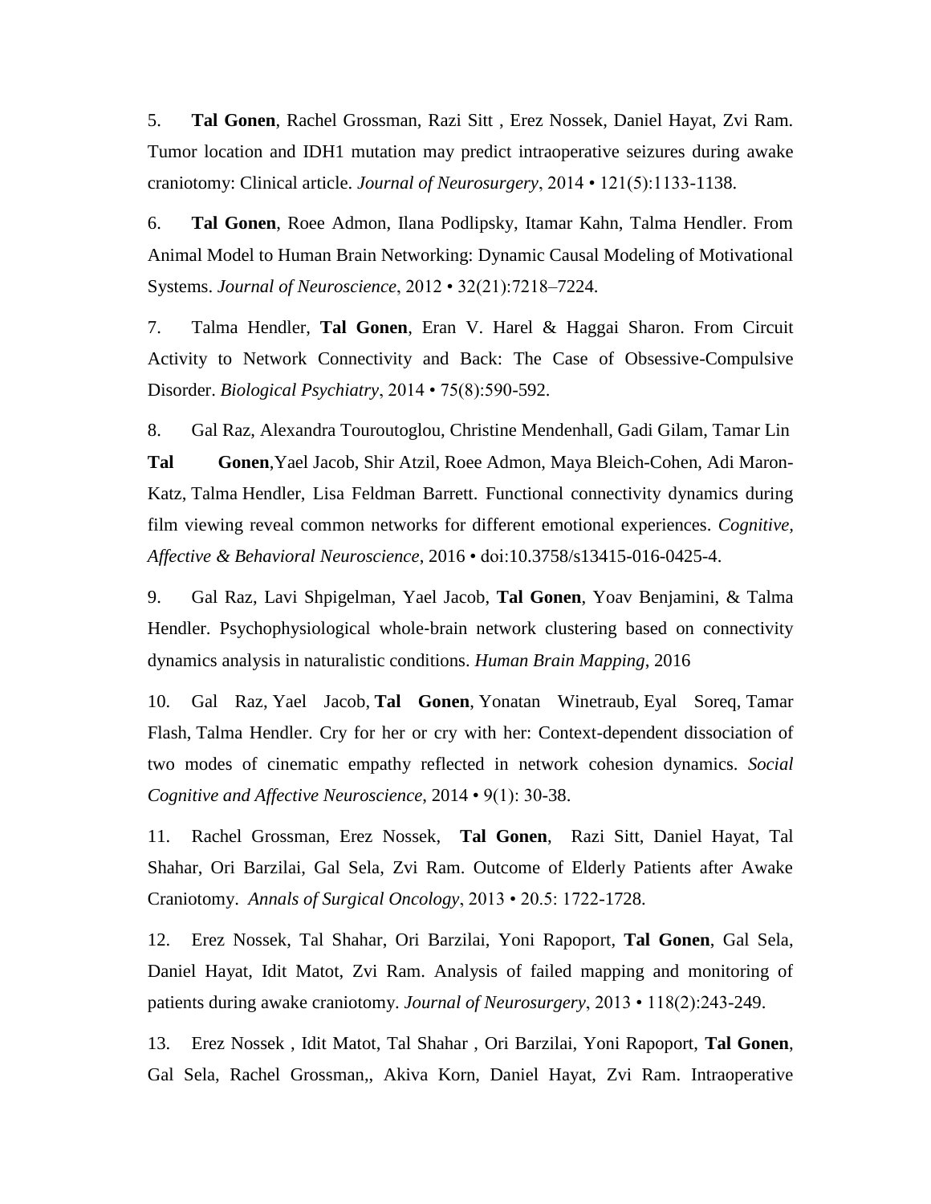5. **Tal Gonen**, Rachel Grossman, Razi Sitt , Erez Nossek, Daniel Hayat, Zvi Ram. Tumor location and IDH1 mutation may predict intraoperative seizures during awake craniotomy: Clinical article. *Journal of Neurosurgery*, 2014 • 121(5):1133-1138.

6. **Tal Gonen**, Roee Admon, Ilana Podlipsky, Itamar Kahn, Talma Hendler. From Animal Model to Human Brain Networking: Dynamic Causal Modeling of Motivational Systems. *Journal of Neuroscience*, 2012 • 32(21):7218–7224.

7. Talma Hendler, **Tal Gonen**, Eran V. Harel & Haggai Sharon. From Circuit Activity to Network Connectivity and Back: The Case of Obsessive-Compulsive Disorder. *Biological Psychiatry*, 2014 • 75(8):590-592.

8. Gal Raz, Alexandra Touroutoglou, Christine Mendenhall, Gadi Gilam, Tamar Lin **Tal Gonen**,Yael Jacob, Shir Atzil, Roee Admon, Maya Bleich-Cohen, Adi Maron-Katz, Talma Hendler, Lisa Feldman Barrett. Functional connectivity dynamics during film viewing reveal common networks for different emotional experiences. *Cognitive, Affective & Behavioral Neuroscience*, 2016 • doi:10.3758/s13415-016-0425-4.

9. Gal Raz, Lavi Shpigelman, Yael Jacob, **Tal Gonen**, Yoav Benjamini, & Talma Hendler. Psychophysiological whole-brain network clustering based on connectivity dynamics analysis in naturalistic conditions. *Human Brain Mapping*, 2016

10. Gal Raz, Yael Jacob, **Tal Gonen**, Yonatan Winetraub, Eyal Soreq, Tamar Flash, Talma Hendler. Cry for her or cry with her: Context-dependent dissociation of two modes of cinematic empathy reflected in network cohesion dynamics. *Social Cognitive and Affective Neuroscience*, 2014 • 9(1): 30-38.

11. Rachel Grossman, Erez Nossek, **Tal Gonen**, Razi Sitt, Daniel Hayat, Tal Shahar, Ori Barzilai, Gal Sela, Zvi Ram. Outcome of Elderly Patients after Awake Craniotomy. *Annals of Surgical Oncology*, 2013 • 20.5: 1722-1728.

12. Erez Nossek, Tal Shahar, Ori Barzilai, Yoni Rapoport, **Tal Gonen**, Gal Sela, Daniel Hayat, Idit Matot, Zvi Ram. Analysis of failed mapping and monitoring of patients during awake craniotomy. *Journal of Neurosurgery*, 2013 • 118(2):243-249.

13. Erez Nossek , Idit Matot, Tal Shahar , Ori Barzilai, Yoni Rapoport, **Tal Gonen**, Gal Sela, Rachel Grossman,, Akiva Korn, Daniel Hayat, Zvi Ram. Intraoperative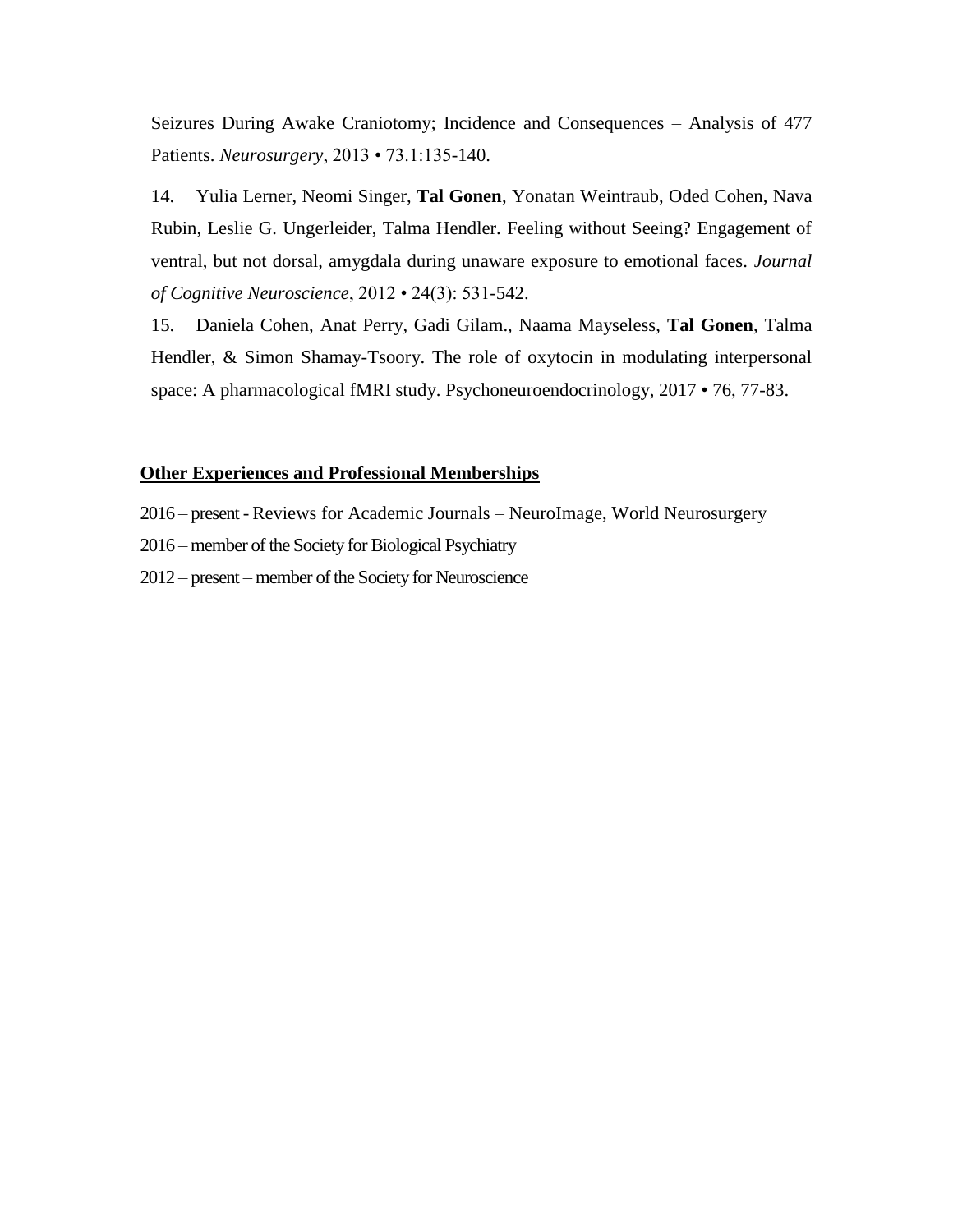Seizures During Awake Craniotomy; Incidence and Consequences – Analysis of 477 Patients. *Neurosurgery*, 2013 • 73.1:135-140.

14. Yulia Lerner, Neomi Singer, **Tal Gonen**, Yonatan Weintraub, Oded Cohen, Nava Rubin, Leslie G. Ungerleider, Talma Hendler. Feeling without Seeing? Engagement of ventral, but not dorsal, amygdala during unaware exposure to emotional faces. *Journal of Cognitive Neuroscience*, 2012 • 24(3): 531-542.

15. Daniela Cohen, Anat Perry, Gadi Gilam., Naama Mayseless, **Tal Gonen**, Talma Hendler, & Simon Shamay-Tsoory. The role of oxytocin in modulating interpersonal space: A pharmacological fMRI study. Psychoneuroendocrinology, 2017 • 76, 77-83.

## Other Experiences and Professional Memberships

2016 – present - Reviews for Academic Journals – NeuroImage, World Neurosurgery

2016 – member of the Society for Biological Psychiatry

2012 – present – member of the Society for Neuroscience